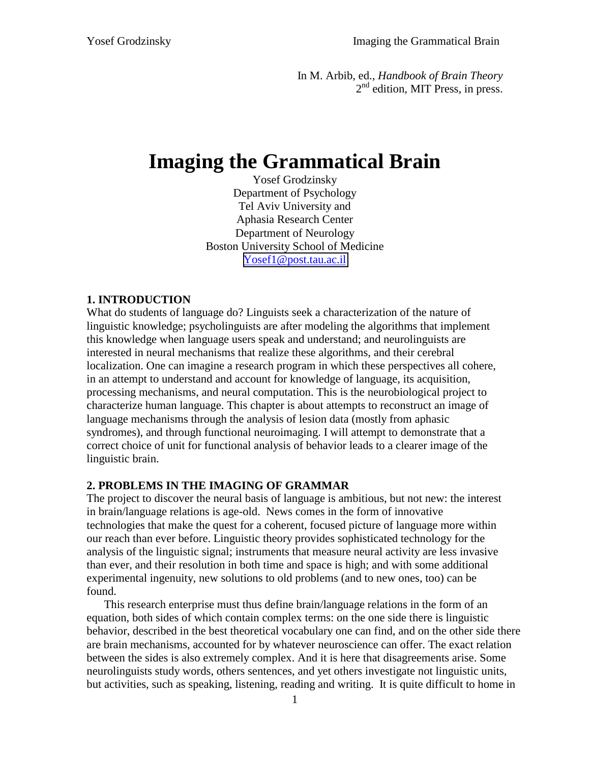In M. Arbib, ed., *Handbook of Brain Theory*
2[nd] edition, MIT Press, in press.

# Imaging the Grammatical Brain

Yosef Grodzinsky
Department of Psychology
Tel Aviv University and
Aphasia Research Center
Department of Neurology
Boston University School of Medicine
Yosef1@post.tau.ac.il

## 1. INTRODUCTION

What do students of language do? Linguists seek a characterization of the nature of linguistic knowledge; psycholinguists are after modeling the algorithms that implement this knowledge when language users speak and understand; and neurolinguists are interested in neural mechanisms that realize these algorithms, and their cerebral localization. One can imagine a research program in which these perspectives all cohere, in an attempt to understand and account for knowledge of language, its acquisition, processing mechanisms, and neural computation. This is the neurobiological project to characterize human language. This chapter is about attempts to reconstruct an image of language mechanisms through the analysis of lesion data (mostly from aphasic syndromes), and through functional neuroimaging. I will attempt to demonstrate that a correct choice of unit for functional analysis of behavior leads to a clearer image of the linguistic brain.

## 2. PROBLEMS IN THE IMAGING OF GRAMMAR

The project to discover the neural basis of language is ambitious, but not new: the interest in brain/language relations is age-old. News comes in the form of innovative technologies that make the quest for a coherent, focused picture of language more within our reach than ever before. Linguistic theory provides sophisticated technology for the analysis of the linguistic signal; instruments that measure neural activity are less invasive than ever, and their resolution in both time and space is high; and with some additional experimental ingenuity, new solutions to old problems (and to new ones, too) can be found.

This research enterprise must thus define brain/language relations in the form of an equation, both sides of which contain complex terms: on the one side there is linguistic behavior, described in the best theoretical vocabulary one can find, and on the other side there are brain mechanisms, accounted for by whatever neuroscience can offer. The exact relation between the sides is also extremely complex. And it is here that disagreements arise. Some neurolinguists study words, others sentences, and yet others investigate not linguistic units, but activities, such as speaking, listening, reading and writing. It is quite difficult to home in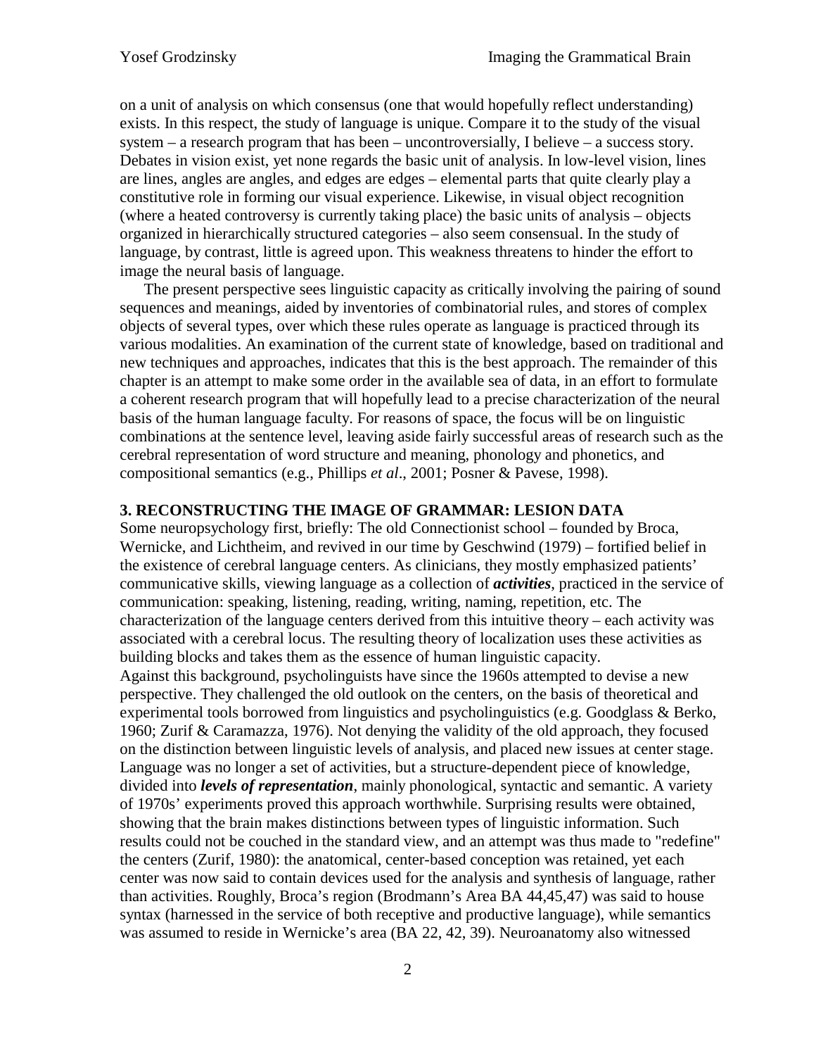on a unit of analysis on which consensus (one that would hopefully reflect understanding) exists. In this respect, the study of language is unique. Compare it to the study of the visual system – a research program that has been – uncontroversially, I believe – a success story. Debates in vision exist, yet none regards the basic unit of analysis. In low-level vision, lines are lines, angles are angles, and edges are edges – elemental parts that quite clearly play a constitutive role in forming our visual experience. Likewise, in visual object recognition (where a heated controversy is currently taking place) the basic units of analysis – objects organized in hierarchically structured categories – also seem consensual. In the study of language, by contrast, little is agreed upon. This weakness threatens to hinder the effort to image the neural basis of language.

The present perspective sees linguistic capacity as critically involving the pairing of sound sequences and meanings, aided by inventories of combinatorial rules, and stores of complex objects of several types, over which these rules operate as language is practiced through its various modalities. An examination of the current state of knowledge, based on traditional and new techniques and approaches, indicates that this is the best approach. The remainder of this chapter is an attempt to make some order in the available sea of data, in an effort to formulate a coherent research program that will hopefully lead to a precise characterization of the neural basis of the human language faculty. For reasons of space, the focus will be on linguistic combinations at the sentence level, leaving aside fairly successful areas of research such as the cerebral representation of word structure and meaning, phonology and phonetics, and compositional semantics (e.g., Phillips *et al*., 2001; Posner & Pavese, 1998).

## 3. RECONSTRUCTING THE IMAGE OF GRAMMAR: LESION DATA

Some neuropsychology first, briefly: The old Connectionist school – founded by Broca, Wernicke, and Lichtheim, and revived in our time by Geschwind (1979) – fortified belief in the existence of cerebral language centers. As clinicians, they mostly emphasized patients' communicative skills, viewing language as a collection of ***activities***, practiced in the service of communication: speaking, listening, reading, writing, naming, repetition, etc. The characterization of the language centers derived from this intuitive theory – each activity was associated with a cerebral locus. The resulting theory of localization uses these activities as building blocks and takes them as the essence of human linguistic capacity.

Against this background, psycholinguists have since the 1960s attempted to devise a new perspective. They challenged the old outlook on the centers, on the basis of theoretical and experimental tools borrowed from linguistics and psycholinguistics (e.g. Goodglass & Berko, 1960; Zurif & Caramazza, 1976). Not denying the validity of the old approach, they focused on the distinction between linguistic levels of analysis, and placed new issues at center stage. Language was no longer a set of activities, but a structure-dependent piece of knowledge, divided into ***levels of representation***, mainly phonological, syntactic and semantic. A variety of 1970s' experiments proved this approach worthwhile. Surprising results were obtained, showing that the brain makes distinctions between types of linguistic information. Such results could not be couched in the standard view, and an attempt was thus made to "redefine" the centers (Zurif, 1980): the anatomical, center-based conception was retained, yet each center was now said to contain devices used for the analysis and synthesis of language, rather than activities. Roughly, Broca's region (Brodmann's Area BA 44,45,47) was said to house syntax (harnessed in the service of both receptive and productive language), while semantics was assumed to reside in Wernicke's area (BA 22, 42, 39). Neuroanatomy also witnessed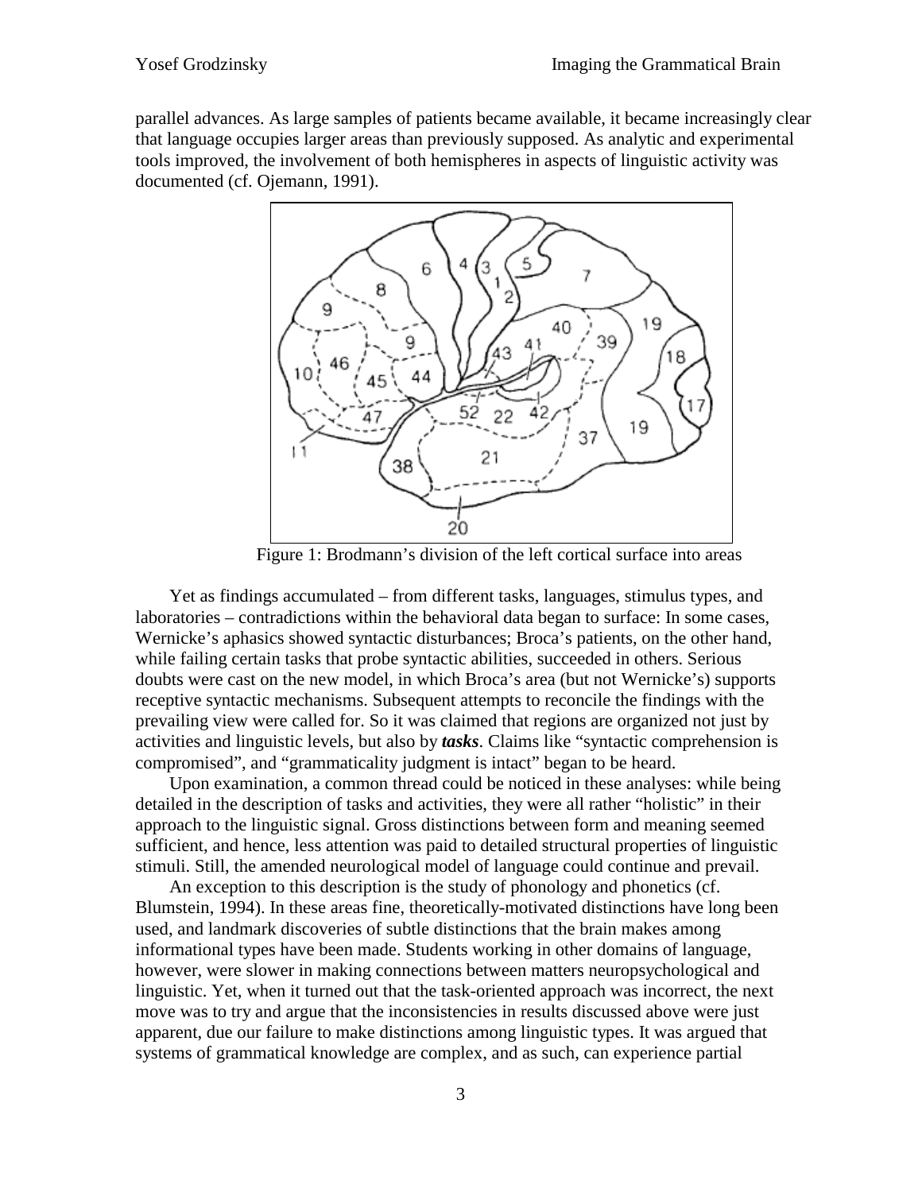parallel advances. As large samples of patients became available, it became increasingly clear that language occupies larger areas than previously supposed. As analytic and experimental tools improved, the involvement of both hemispheres in aspects of linguistic activity was documented (cf. Ojemann, 1991).

Figure 1: Brodmann's division of the left cortical surface into areas

Yet as findings accumulated – from different tasks, languages, stimulus types, and laboratories – contradictions within the behavioral data began to surface: In some cases, Wernicke's aphasics showed syntactic disturbances; Broca's patients, on the other hand, while failing certain tasks that probe syntactic abilities, succeeded in others. Serious doubts were cast on the new model, in which Broca's area (but not Wernicke's) supports receptive syntactic mechanisms. Subsequent attempts to reconcile the findings with the prevailing view were called for. So it was claimed that regions are organized not just by activities and linguistic levels, but also by ***tasks***. Claims like "syntactic comprehension is compromised", and "grammaticality judgment is intact" began to be heard.

Upon examination, a common thread could be noticed in these analyses: while being detailed in the description of tasks and activities, they were all rather "holistic" in their approach to the linguistic signal. Gross distinctions between form and meaning seemed sufficient, and hence, less attention was paid to detailed structural properties of linguistic stimuli. Still, the amended neurological model of language could continue and prevail.

An exception to this description is the study of phonology and phonetics (cf. Blumstein, 1994). In these areas fine, theoretically-motivated distinctions have long been used, and landmark discoveries of subtle distinctions that the brain makes among informational types have been made. Students working in other domains of language, however, were slower in making connections between matters neuropsychological and linguistic. Yet, when it turned out that the task-oriented approach was incorrect, the next move was to try and argue that the inconsistencies in results discussed above were just apparent, due our failure to make distinctions among linguistic types. It was argued that systems of grammatical knowledge are complex, and as such, can experience partial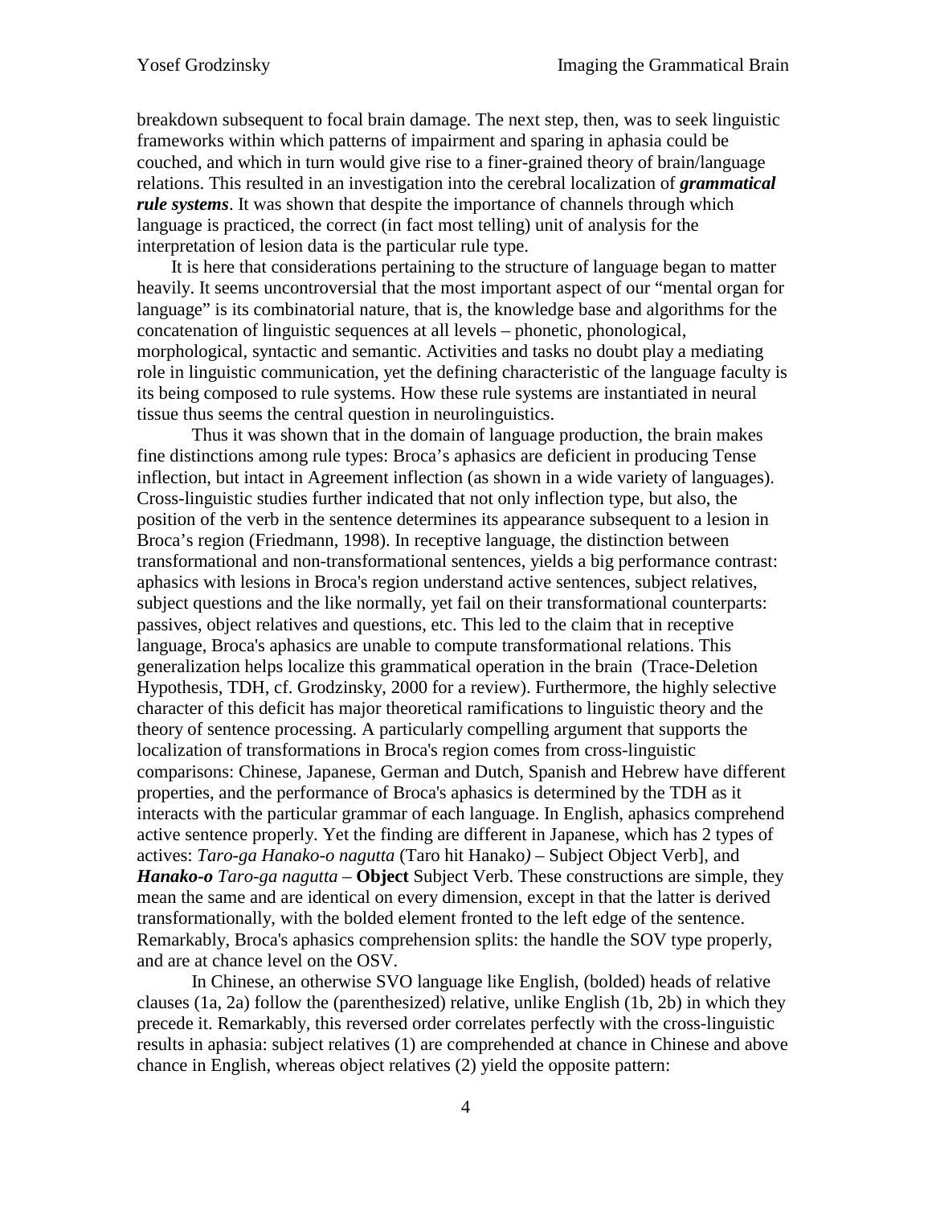breakdown subsequent to focal brain damage. The next step, then, was to seek linguistic frameworks within which patterns of impairment and sparing in aphasia could be couched, and which in turn would give rise to a finer-grained theory of brain/language relations. This resulted in an investigation into the cerebral localization of ***grammatical rule systems***. It was shown that despite the importance of channels through which language is practiced, the correct (in fact most telling) unit of analysis for the interpretation of lesion data is the particular rule type.

It is here that considerations pertaining to the structure of language began to matter heavily. It seems uncontroversial that the most important aspect of our "mental organ for language" is its combinatorial nature, that is, the knowledge base and algorithms for the concatenation of linguistic sequences at all levels – phonetic, phonological, morphological, syntactic and semantic. Activities and tasks no doubt play a mediating role in linguistic communication, yet the defining characteristic of the language faculty is its being composed to rule systems. How these rule systems are instantiated in neural tissue thus seems the central question in neurolinguistics.

Thus it was shown that in the domain of language production, the brain makes fine distinctions among rule types: Broca's aphasics are deficient in producing Tense inflection, but intact in Agreement inflection (as shown in a wide variety of languages). Cross-linguistic studies further indicated that not only inflection type, but also, the position of the verb in the sentence determines its appearance subsequent to a lesion in Broca's region (Friedmann, 1998). In receptive language, the distinction between transformational and non-transformational sentences, yields a big performance contrast: aphasics with lesions in Broca's region understand active sentences, subject relatives, subject questions and the like normally, yet fail on their transformational counterparts: passives, object relatives and questions, etc. This led to the claim that in receptive language, Broca's aphasics are unable to compute transformational relations. This generalization helps localize this grammatical operation in the brain (Trace-Deletion Hypothesis, TDH, cf. Grodzinsky, 2000 for a review). Furthermore, the highly selective character of this deficit has major theoretical ramifications to linguistic theory and the theory of sentence processing. A particularly compelling argument that supports the localization of transformations in Broca's region comes from cross-linguistic comparisons: Chinese, Japanese, German and Dutch, Spanish and Hebrew have different properties, and the performance of Broca's aphasics is determined by the TDH as it interacts with the particular grammar of each language. In English, aphasics comprehend active sentence properly. Yet the finding are different in Japanese, which has 2 types of actives: *Taro-ga Hanako-o nagutta* (Taro hit Hanako*)* – Subject Object Verb], and ***Hanako-o*** *Taro-ga nagutta* – **Object** Subject Verb. These constructions are simple, they mean the same and are identical on every dimension, except in that the latter is derived transformationally, with the bolded element fronted to the left edge of the sentence. Remarkably, Broca's aphasics comprehension splits: the handle the SOV type properly, and are at chance level on the OSV.

In Chinese, an otherwise SVO language like English, (bolded) heads of relative clauses (1a, 2a) follow the (parenthesized) relative, unlike English (1b, 2b) in which they precede it. Remarkably, this reversed order correlates perfectly with the cross-linguistic results in aphasia: subject relatives (1) are comprehended at chance in Chinese and above chance in English, whereas object relatives (2) yield the opposite pattern: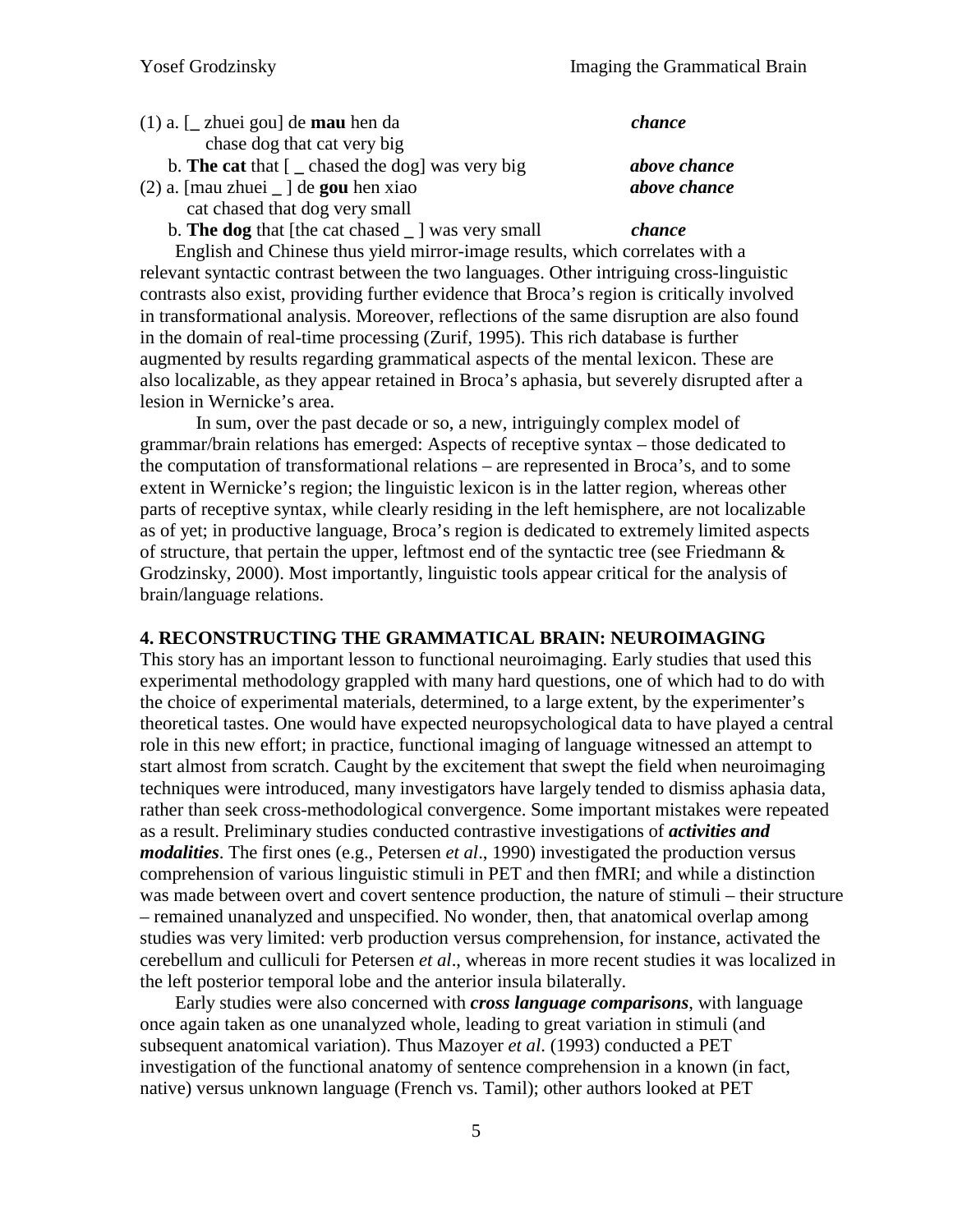(1) a. [_ zhuei gou] de **mau** hen da *chance*
    chase dog that cat very big

b. **The cat** that [ _ chased the dog] was very big *above chance*

(2) a. [mau zhuei _ ] de **gou** hen xiao *above chance*
    cat chased that dog very small

b. **The dog** that [the cat chased _ ] was very small *chance*

English and Chinese thus yield mirror-image results, which correlates with a relevant syntactic contrast between the two languages. Other intriguing cross-linguistic contrasts also exist, providing further evidence that Broca's region is critically involved in transformational analysis. Moreover, reflections of the same disruption are also found in the domain of real-time processing (Zurif, 1995). This rich database is further augmented by results regarding grammatical aspects of the mental lexicon. These are also localizable, as they appear retained in Broca's aphasia, but severely disrupted after a lesion in Wernicke's area.

In sum, over the past decade or so, a new, intriguingly complex model of grammar/brain relations has emerged: Aspects of receptive syntax – those dedicated to the computation of transformational relations – are represented in Broca's, and to some extent in Wernicke's region; the linguistic lexicon is in the latter region, whereas other parts of receptive syntax, while clearly residing in the left hemisphere, are not localizable as of yet; in productive language, Broca's region is dedicated to extremely limited aspects of structure, that pertain the upper, leftmost end of the syntactic tree (see Friedmann & Grodzinsky, 2000). Most importantly, linguistic tools appear critical for the analysis of brain/language relations.

## 4. RECONSTRUCTING THE GRAMMATICAL BRAIN: NEUROIMAGING

This story has an important lesson to functional neuroimaging. Early studies that used this experimental methodology grappled with many hard questions, one of which had to do with the choice of experimental materials, determined, to a large extent, by the experimenter's theoretical tastes. One would have expected neuropsychological data to have played a central role in this new effort; in practice, functional imaging of language witnessed an attempt to start almost from scratch. Caught by the excitement that swept the field when neuroimaging techniques were introduced, many investigators have largely tended to dismiss aphasia data, rather than seek cross-methodological convergence. Some important mistakes were repeated as a result. Preliminary studies conducted contrastive investigations of ***activities and modalities***. The first ones (e.g., Petersen *et al*., 1990) investigated the production versus comprehension of various linguistic stimuli in PET and then fMRI; and while a distinction was made between overt and covert sentence production, the nature of stimuli – their structure – remained unanalyzed and unspecified. No wonder, then, that anatomical overlap among studies was very limited: verb production versus comprehension, for instance, activated the cerebellum and culliculi for Petersen *et al*., whereas in more recent studies it was localized in the left posterior temporal lobe and the anterior insula bilaterally.

Early studies were also concerned with ***cross language comparisons***, with language once again taken as one unanalyzed whole, leading to great variation in stimuli (and subsequent anatomical variation). Thus Mazoyer *et al*. (1993) conducted a PET investigation of the functional anatomy of sentence comprehension in a known (in fact, native) versus unknown language (French vs. Tamil); other authors looked at PET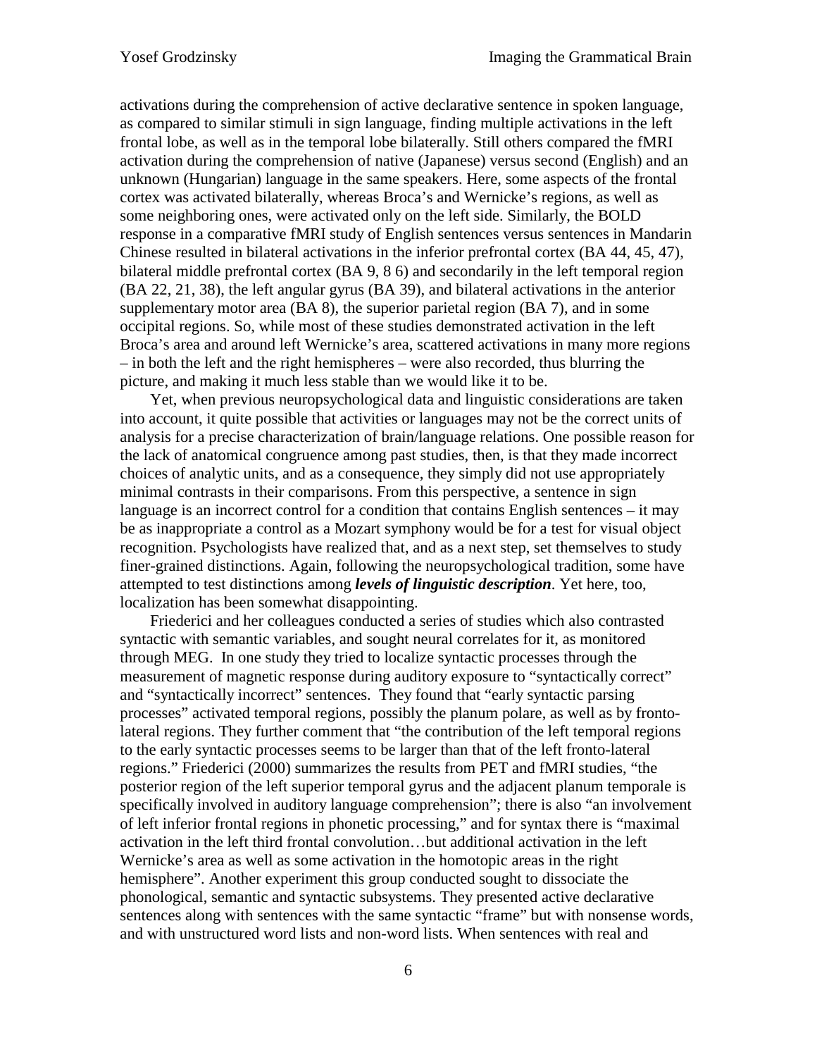activations during the comprehension of active declarative sentence in spoken language, as compared to similar stimuli in sign language, finding multiple activations in the left frontal lobe, as well as in the temporal lobe bilaterally. Still others compared the fMRI activation during the comprehension of native (Japanese) versus second (English) and an unknown (Hungarian) language in the same speakers. Here, some aspects of the frontal cortex was activated bilaterally, whereas Broca's and Wernicke's regions, as well as some neighboring ones, were activated only on the left side. Similarly, the BOLD response in a comparative fMRI study of English sentences versus sentences in Mandarin Chinese resulted in bilateral activations in the inferior prefrontal cortex (BA 44, 45, 47), bilateral middle prefrontal cortex (BA 9, 8 6) and secondarily in the left temporal region (BA 22, 21, 38), the left angular gyrus (BA 39), and bilateral activations in the anterior supplementary motor area (BA 8), the superior parietal region (BA 7), and in some occipital regions. So, while most of these studies demonstrated activation in the left Broca's area and around left Wernicke's area, scattered activations in many more regions – in both the left and the right hemispheres – were also recorded, thus blurring the picture, and making it much less stable than we would like it to be.

Yet, when previous neuropsychological data and linguistic considerations are taken into account, it quite possible that activities or languages may not be the correct units of analysis for a precise characterization of brain/language relations. One possible reason for the lack of anatomical congruence among past studies, then, is that they made incorrect choices of analytic units, and as a consequence, they simply did not use appropriately minimal contrasts in their comparisons. From this perspective, a sentence in sign language is an incorrect control for a condition that contains English sentences – it may be as inappropriate a control as a Mozart symphony would be for a test for visual object recognition. Psychologists have realized that, and as a next step, set themselves to study finer-grained distinctions. Again, following the neuropsychological tradition, some have attempted to test distinctions among ***levels of linguistic description***. Yet here, too, localization has been somewhat disappointing.

Friederici and her colleagues conducted a series of studies which also contrasted syntactic with semantic variables, and sought neural correlates for it, as monitored through MEG. In one study they tried to localize syntactic processes through the measurement of magnetic response during auditory exposure to "syntactically correct" and "syntactically incorrect" sentences. They found that "early syntactic parsing processes" activated temporal regions, possibly the planum polare, as well as by fronto-lateral regions. They further comment that "the contribution of the left temporal regions to the early syntactic processes seems to be larger than that of the left fronto-lateral regions." Friederici (2000) summarizes the results from PET and fMRI studies, "the posterior region of the left superior temporal gyrus and the adjacent planum temporale is specifically involved in auditory language comprehension"; there is also "an involvement of left inferior frontal regions in phonetic processing," and for syntax there is "maximal activation in the left third frontal convolution…but additional activation in the left Wernicke's area as well as some activation in the homotopic areas in the right hemisphere". Another experiment this group conducted sought to dissociate the phonological, semantic and syntactic subsystems. They presented active declarative sentences along with sentences with the same syntactic "frame" but with nonsense words, and with unstructured word lists and non-word lists. When sentences with real and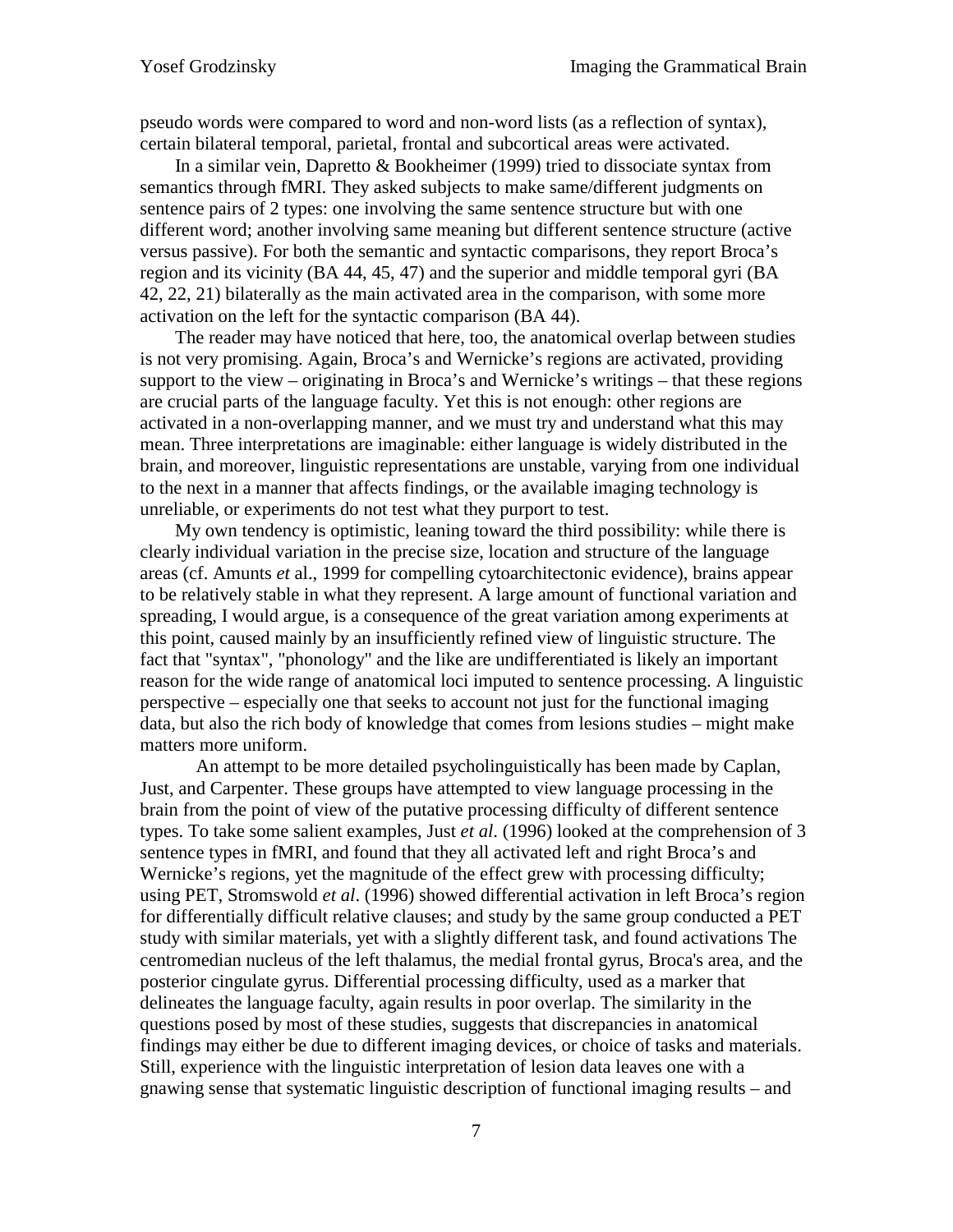pseudo words were compared to word and non-word lists (as a reflection of syntax), certain bilateral temporal, parietal, frontal and subcortical areas were activated.

In a similar vein, Dapretto & Bookheimer (1999) tried to dissociate syntax from semantics through fMRI. They asked subjects to make same/different judgments on sentence pairs of 2 types: one involving the same sentence structure but with one different word; another involving same meaning but different sentence structure (active versus passive). For both the semantic and syntactic comparisons, they report Broca's region and its vicinity (BA 44, 45, 47) and the superior and middle temporal gyri (BA 42, 22, 21) bilaterally as the main activated area in the comparison, with some more activation on the left for the syntactic comparison (BA 44).

The reader may have noticed that here, too, the anatomical overlap between studies is not very promising. Again, Broca's and Wernicke's regions are activated, providing support to the view – originating in Broca's and Wernicke's writings – that these regions are crucial parts of the language faculty. Yet this is not enough: other regions are activated in a non-overlapping manner, and we must try and understand what this may mean. Three interpretations are imaginable: either language is widely distributed in the brain, and moreover, linguistic representations are unstable, varying from one individual to the next in a manner that affects findings, or the available imaging technology is unreliable, or experiments do not test what they purport to test.

My own tendency is optimistic, leaning toward the third possibility: while there is clearly individual variation in the precise size, location and structure of the language areas (cf. Amunts *et* al., 1999 for compelling cytoarchitectonic evidence), brains appear to be relatively stable in what they represent. A large amount of functional variation and spreading, I would argue, is a consequence of the great variation among experiments at this point, caused mainly by an insufficiently refined view of linguistic structure. The fact that "syntax", "phonology" and the like are undifferentiated is likely an important reason for the wide range of anatomical loci imputed to sentence processing. A linguistic perspective – especially one that seeks to account not just for the functional imaging data, but also the rich body of knowledge that comes from lesions studies – might make matters more uniform.

An attempt to be more detailed psycholinguistically has been made by Caplan, Just, and Carpenter. These groups have attempted to view language processing in the brain from the point of view of the putative processing difficulty of different sentence types. To take some salient examples, Just *et al.* (1996) looked at the comprehension of 3 sentence types in fMRI, and found that they all activated left and right Broca's and Wernicke's regions, yet the magnitude of the effect grew with processing difficulty; using PET, Stromswold *et al*. (1996) showed differential activation in left Broca's region for differentially difficult relative clauses; and study by the same group conducted a PET study with similar materials, yet with a slightly different task, and found activations The centromedian nucleus of the left thalamus, the medial frontal gyrus, Broca's area, and the posterior cingulate gyrus. Differential processing difficulty, used as a marker that delineates the language faculty, again results in poor overlap. The similarity in the questions posed by most of these studies, suggests that discrepancies in anatomical findings may either be due to different imaging devices, or choice of tasks and materials. Still, experience with the linguistic interpretation of lesion data leaves one with a gnawing sense that systematic linguistic description of functional imaging results – and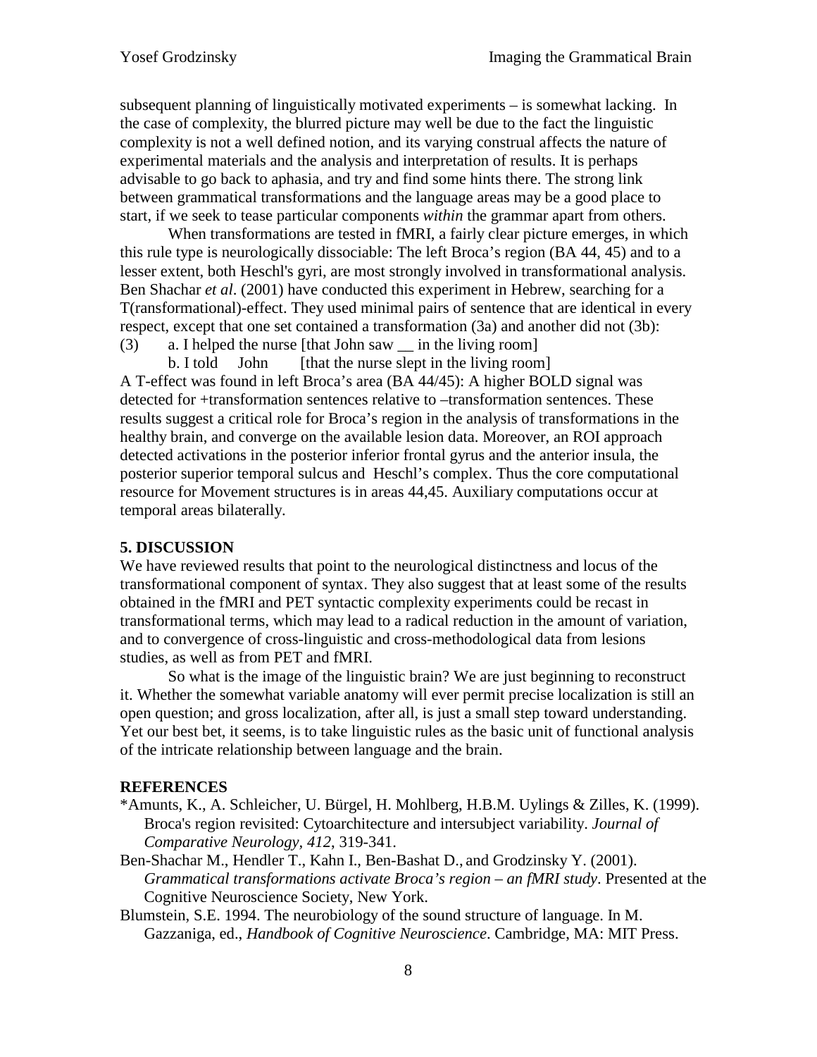subsequent planning of linguistically motivated experiments – is somewhat lacking. In the case of complexity, the blurred picture may well be due to the fact the linguistic complexity is not a well defined notion, and its varying construal affects the nature of experimental materials and the analysis and interpretation of results. It is perhaps advisable to go back to aphasia, and try and find some hints there. The strong link between grammatical transformations and the language areas may be a good place to start, if we seek to tease particular components *within* the grammar apart from others.

When transformations are tested in fMRI, a fairly clear picture emerges, in which this rule type is neurologically dissociable: The left Broca's region (BA 44, 45) and to a lesser extent, both Heschl's gyri, are most strongly involved in transformational analysis. Ben Shachar *et al*. (2001) have conducted this experiment in Hebrew, searching for a T(ransformational)-effect. They used minimal pairs of sentence that are identical in every respect, except that one set contained a transformation (3a) and another did not (3b):

(3) a. I helped the nurse [that John saw __ in the living room]
    b. I told John [that the nurse slept in the living room]

A T-effect was found in left Broca's area (BA 44/45): A higher BOLD signal was detected for +transformation sentences relative to –transformation sentences. These results suggest a critical role for Broca's region in the analysis of transformations in the healthy brain, and converge on the available lesion data. Moreover, an ROI approach detected activations in the posterior inferior frontal gyrus and the anterior insula, the posterior superior temporal sulcus and Heschl's complex. Thus the core computational resource for Movement structures is in areas 44,45. Auxiliary computations occur at temporal areas bilaterally.

## 5. DISCUSSION

We have reviewed results that point to the neurological distinctness and locus of the transformational component of syntax. They also suggest that at least some of the results obtained in the fMRI and PET syntactic complexity experiments could be recast in transformational terms, which may lead to a radical reduction in the amount of variation, and to convergence of cross-linguistic and cross-methodological data from lesions studies, as well as from PET and fMRI.

So what is the image of the linguistic brain? We are just beginning to reconstruct it. Whether the somewhat variable anatomy will ever permit precise localization is still an open question; and gross localization, after all, is just a small step toward understanding. Yet our best bet, it seems, is to take linguistic rules as the basic unit of functional analysis of the intricate relationship between language and the brain.

## REFERENCES

*Amunts, K., A. Schleicher, U. Bürgel, H. Mohlberg, H.B.M. Uylings & Zilles, K. (1999). Broca's region revisited: Cytoarchitecture and intersubject variability. *Journal of Comparative Neurology, 412*, 319-341.

Ben-Shachar M., Hendler T., Kahn I., Ben-Bashat D., and Grodzinsky Y. (2001). *Grammatical transformations activate Broca's region – an fMRI study*. Presented at the Cognitive Neuroscience Society, New York.

Blumstein, S.E. 1994. The neurobiology of the sound structure of language. In M. Gazzaniga, ed., *Handbook of Cognitive Neuroscience*. Cambridge, MA: MIT Press.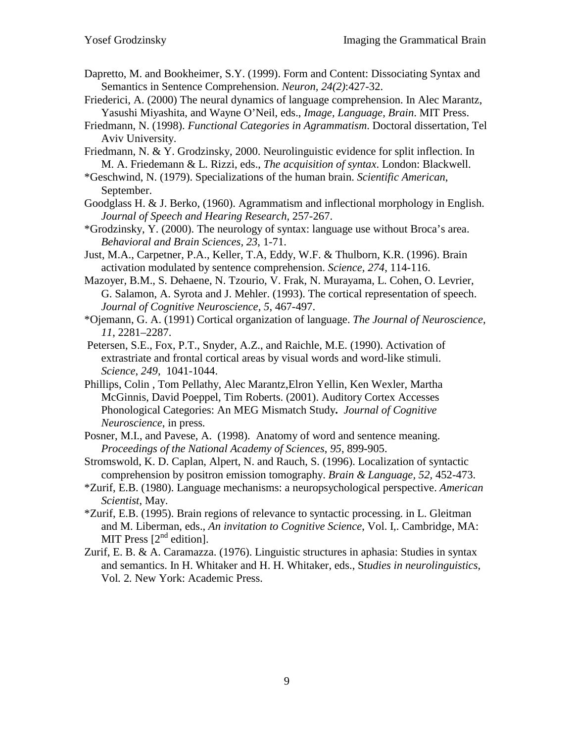Dapretto, M. and Bookheimer, S.Y. (1999). Form and Content: Dissociating Syntax and Semantics in Sentence Comprehension. *Neuron, 24(2)*:427-32.

Friederici, A. (2000) The neural dynamics of language comprehension. In Alec Marantz, Yasushi Miyashita, and Wayne O'Neil, eds., *Image, Language, Brain*. MIT Press.

Friedmann, N. (1998). *Functional Categories in Agrammatism*. Doctoral dissertation, Tel Aviv University.

Friedmann, N. & Y. Grodzinsky, 2000. Neurolinguistic evidence for split inflection. In M. A. Friedemann & L. Rizzi, eds., *The acquisition of syntax*. London: Blackwell.

*Geschwind, N. (1979). Specializations of the human brain. *Scientific American*, September.

Goodglass H. & J. Berko, (1960). Agrammatism and inflectional morphology in English. *Journal of Speech and Hearing Research*, 257-267.

*Grodzinsky, Y. (2000). The neurology of syntax: language use without Broca's area. *Behavioral and Brain Sciences, 23*, 1-71.

Just, M.A., Carpetner, P.A., Keller, T.A, Eddy, W.F. & Thulborn, K.R. (1996). Brain activation modulated by sentence comprehension. *Science, 274*, 114-116.

Mazoyer, B.M., S. Dehaene, N. Tzourio, V. Frak, N. Murayama, L. Cohen, O. Levrier, G. Salamon, A. Syrota and J. Mehler. (1993). The cortical representation of speech. *Journal of Cognitive Neuroscience, 5*, 467-497.

*Ojemann, G. A. (1991) Cortical organization of language. *The Journal of Neuroscience*, *11*, 2281–2287.

Petersen, S.E., Fox, P.T., Snyder, A.Z., and Raichle, M.E. (1990). Activation of extrastriate and frontal cortical areas by visual words and word-like stimuli. *Science*, *249*, 1041-1044.

Phillips, Colin , Tom Pellathy, Alec Marantz,Elron Yellin, Ken Wexler, Martha McGinnis, David Poeppel, Tim Roberts. (2001). Auditory Cortex Accesses Phonological Categories: An MEG Mismatch Study**.** *Journal of Cognitive Neuroscience*, in press.

Posner, M.I., and Pavese, A. (1998). Anatomy of word and sentence meaning. *Proceedings of the National Academy of Sciences*, *95*, 899-905.

Stromswold, K. D. Caplan, Alpert, N. and Rauch, S. (1996). Localization of syntactic comprehension by positron emission tomography. *Brain & Language*, *52*, 452-473.

*Zurif, E.B. (1980). Language mechanisms: a neuropsychological perspective. *American Scientist*, May.

*Zurif, E.B. (1995). Brain regions of relevance to syntactic processing. in L. Gleitman and M. Liberman, eds., *An invitation to Cognitive Science*, Vol. I,. Cambridge, MA: MIT Press [2nd edition].

Zurif, E. B. & A. Caramazza. (1976). Linguistic structures in aphasia: Studies in syntax and semantics. In H. Whitaker and H. H. Whitaker, eds., S*tudies in neurolinguistics*, Vol*.* 2*.* New York: Academic Press.